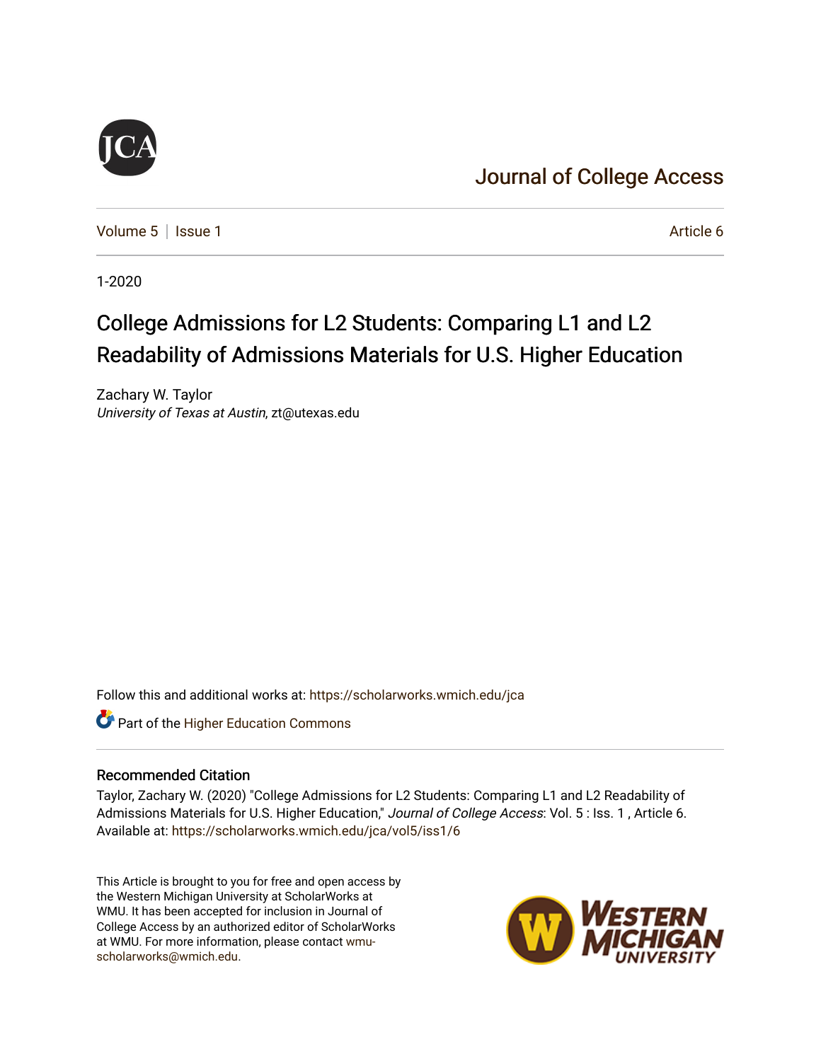# Journal of College Access

Volume 5 | Issue 1 Article 6

1-2020

# College Admissions for L2 Students: Comparing L1 and L2 Readability of Admissions Materials for U.S. Higher Education

Zachary W. Taylor
*University of Texas at Austin*, zt@utexas.edu

Follow this and additional works at: https://scholarworks.wmich.edu/jca

Part of the Higher Education Commons

## Recommended Citation

Taylor, Zachary W. (2020) "College Admissions for L2 Students: Comparing L1 and L2 Readability of Admissions Materials for U.S. Higher Education," *Journal of College Access*: Vol. 5 : Iss. 1 , Article 6.
Available at: https://scholarworks.wmich.edu/jca/vol5/iss1/6

This Article is brought to you for free and open access by the Western Michigan University at ScholarWorks at WMU. It has been accepted for inclusion in Journal of College Access by an authorized editor of ScholarWorks at WMU. For more information, please contact wmu-scholarworks@wmich.edu.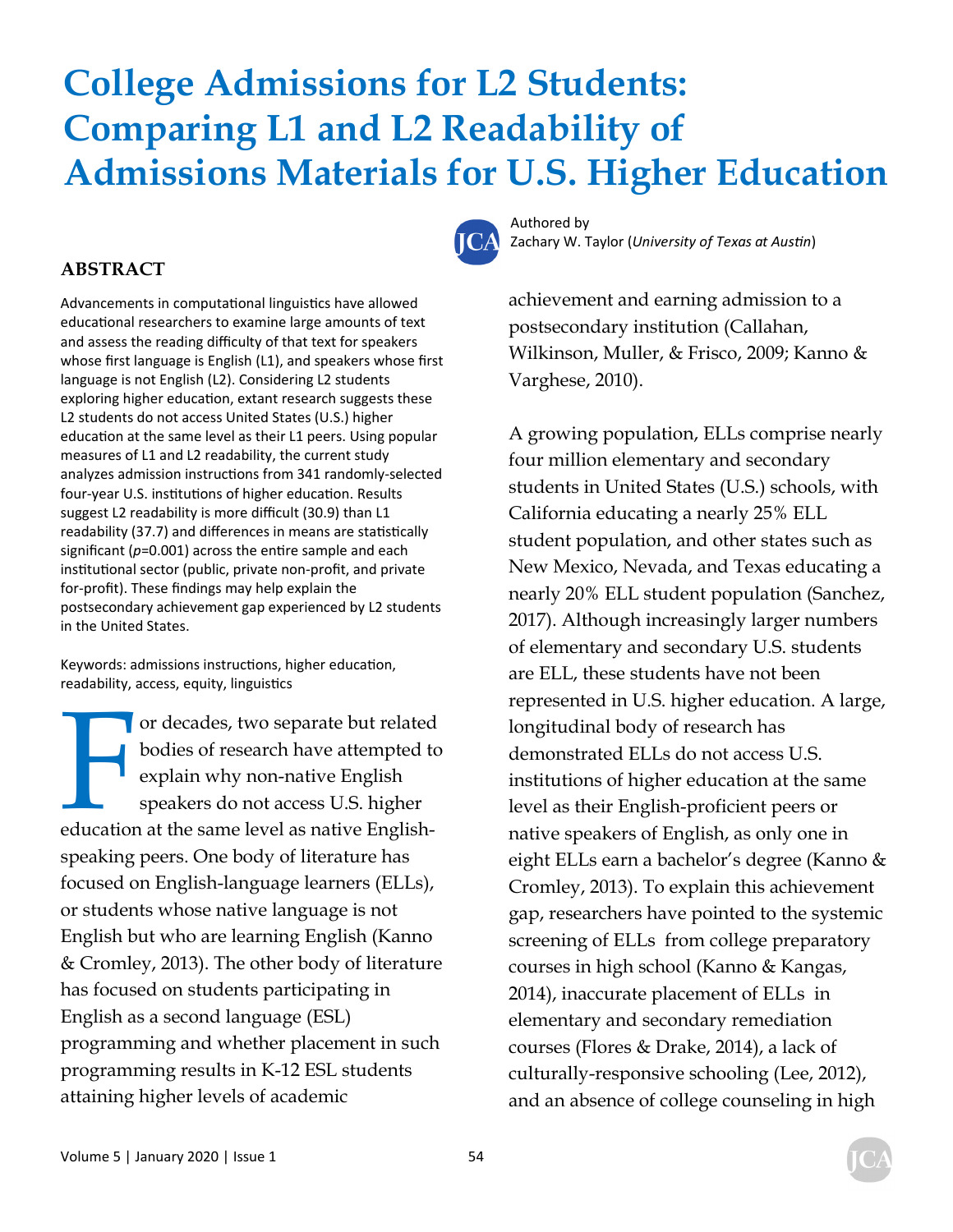# College Admissions for L2 Students: Comparing L1 and L2 Readability of Admissions Materials for U.S. Higher Education

Authored by
Zachary W. Taylor (*University of Texas at Austin*)

## ABSTRACT

Advancements in computational linguistics have allowed educational researchers to examine large amounts of text and assess the reading difficulty of that text for speakers whose first language is English (L1), and speakers whose first language is not English (L2). Considering L2 students exploring higher education, extant research suggests these L2 students do not access United States (U.S.) higher education at the same level as their L1 peers. Using popular measures of L1 and L2 readability, the current study analyzes admission instructions from 341 randomly-selected four-year U.S. institutions of higher education. Results suggest L2 readability is more difficult (30.9) than L1 readability (37.7) and differences in means are statistically significant ($p$=0.001) across the entire sample and each institutional sector (public, private non-profit, and private for-profit). These findings may help explain the postsecondary achievement gap experienced by L2 students in the United States.

Keywords: admissions instructions, higher education, readability, access, equity, linguistics

For decades, two separate but related bodies of research have attempted to explain why non-native English speakers do not access U.S. higher education at the same level as native English-speaking peers. One body of literature has focused on English-language learners (ELLs), or students whose native language is not English but who are learning English (Kanno & Cromley, 2013). The other body of literature has focused on students participating in English as a second language (ESL) programming and whether placement in such programming results in K-12 ESL students attaining higher levels of academic achievement and earning admission to a postsecondary institution (Callahan, Wilkinson, Muller, & Frisco, 2009; Kanno & Varghese, 2010).

A growing population, ELLs comprise nearly four million elementary and secondary students in United States (U.S.) schools, with California educating a nearly 25% ELL student population, and other states such as New Mexico, Nevada, and Texas educating a nearly 20% ELL student population (Sanchez, 2017). Although increasingly larger numbers of elementary and secondary U.S. students are ELL, these students have not been represented in U.S. higher education. A large, longitudinal body of research has demonstrated ELLs do not access U.S. institutions of higher education at the same level as their English-proficient peers or native speakers of English, as only one in eight ELLs earn a bachelor's degree (Kanno & Cromley, 2013). To explain this achievement gap, researchers have pointed to the systemic screening of ELLs from college preparatory courses in high school (Kanno & Kangas, 2014), inaccurate placement of ELLs in elementary and secondary remediation courses (Flores & Drake, 2014), a lack of culturally-responsive schooling (Lee, 2012), and an absence of college counseling in high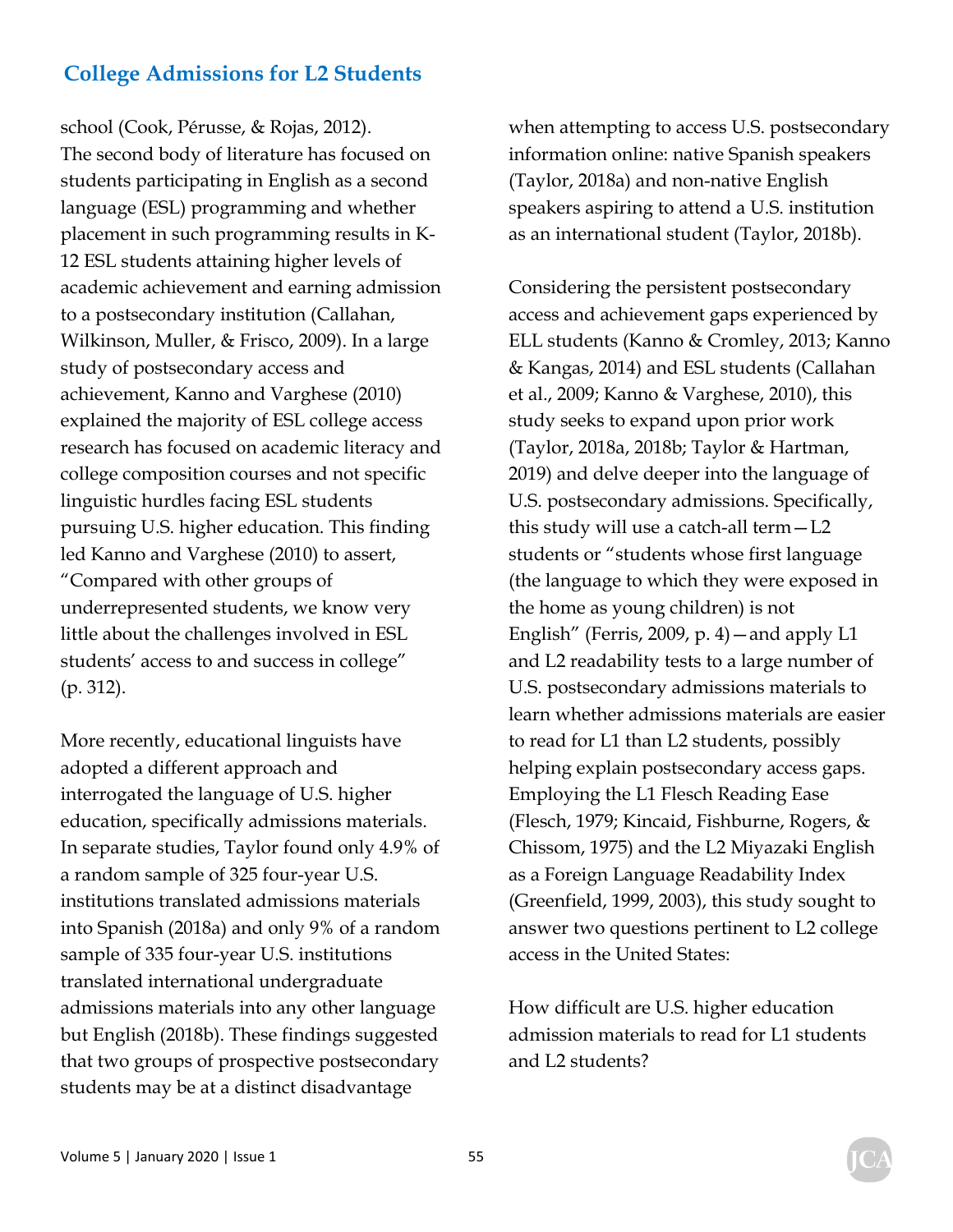school (Cook, Pérusse, & Rojas, 2012). The second body of literature has focused on students participating in English as a second language (ESL) programming and whether placement in such programming results in K-12 ESL students attaining higher levels of academic achievement and earning admission to a postsecondary institution (Callahan, Wilkinson, Muller, & Frisco, 2009). In a large study of postsecondary access and achievement, Kanno and Varghese (2010) explained the majority of ESL college access research has focused on academic literacy and college composition courses and not specific linguistic hurdles facing ESL students pursuing U.S. higher education. This finding led Kanno and Varghese (2010) to assert, "Compared with other groups of underrepresented students, we know very little about the challenges involved in ESL students' access to and success in college" (p. 312).

More recently, educational linguists have adopted a different approach and interrogated the language of U.S. higher education, specifically admissions materials. In separate studies, Taylor found only 4.9% of a random sample of 325 four-year U.S. institutions translated admissions materials into Spanish (2018a) and only 9% of a random sample of 335 four-year U.S. institutions translated international undergraduate admissions materials into any other language but English (2018b). These findings suggested that two groups of prospective postsecondary students may be at a distinct disadvantage when attempting to access U.S. postsecondary information online: native Spanish speakers (Taylor, 2018a) and non-native English speakers aspiring to attend a U.S. institution as an international student (Taylor, 2018b).

Considering the persistent postsecondary access and achievement gaps experienced by ELL students (Kanno & Cromley, 2013; Kanno & Kangas, 2014) and ESL students (Callahan et al., 2009; Kanno & Varghese, 2010), this study seeks to expand upon prior work (Taylor, 2018a, 2018b; Taylor & Hartman, 2019) and delve deeper into the language of U.S. postsecondary admissions. Specifically, this study will use a catch-all term—L2 students or "students whose first language (the language to which they were exposed in the home as young children) is not English" (Ferris, 2009, p. 4)—and apply L1 and L2 readability tests to a large number of U.S. postsecondary admissions materials to learn whether admissions materials are easier to read for L1 than L2 students, possibly helping explain postsecondary access gaps. Employing the L1 Flesch Reading Ease (Flesch, 1979; Kincaid, Fishburne, Rogers, & Chissom, 1975) and the L2 Miyazaki English as a Foreign Language Readability Index (Greenfield, 1999, 2003), this study sought to answer two questions pertinent to L2 college access in the United States:

How difficult are U.S. higher education admission materials to read for L1 students and L2 students?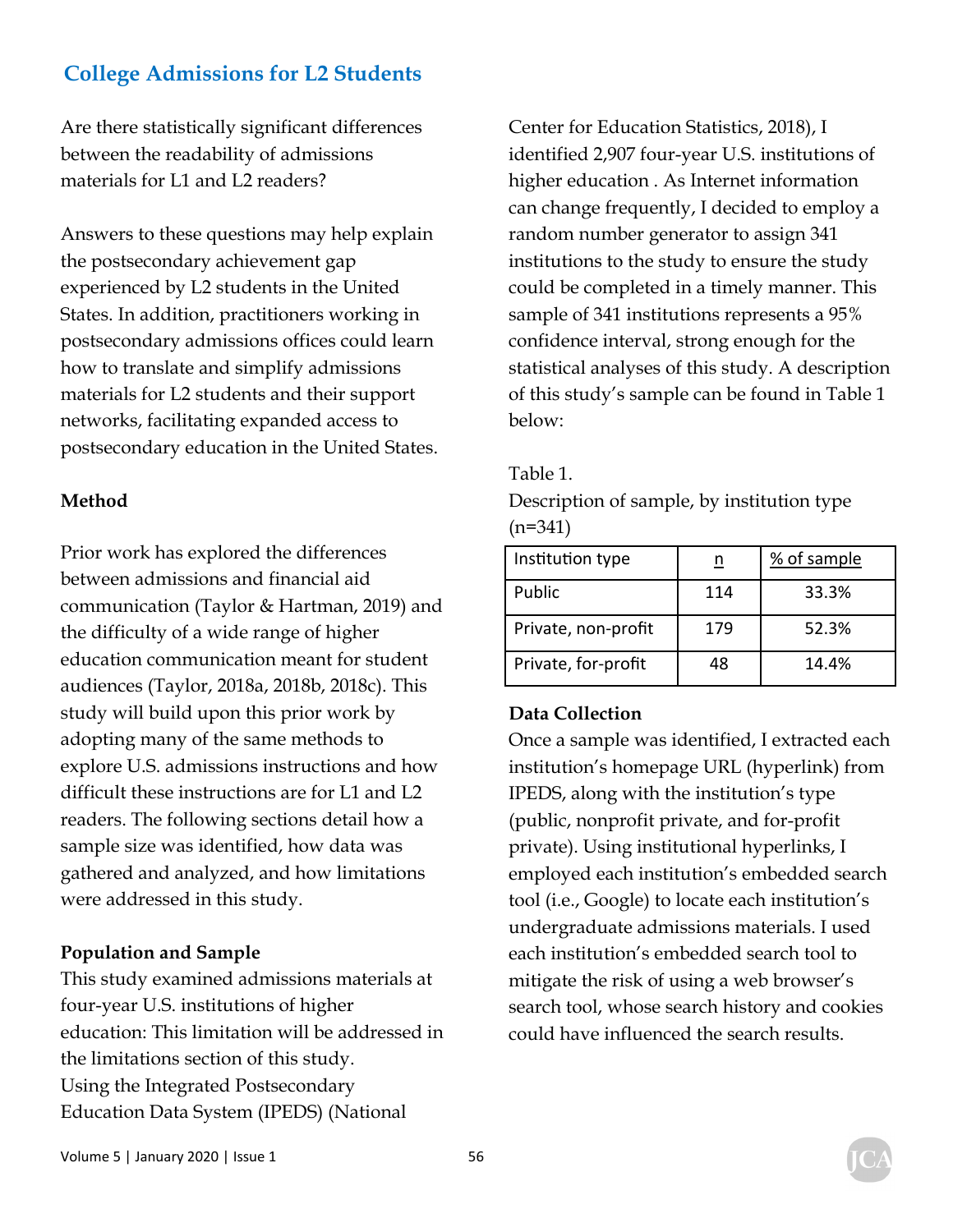## College Admissions for L2 Students

Are there statistically significant differences between the readability of admissions materials for L1 and L2 readers?

Answers to these questions may help explain the postsecondary achievement gap experienced by L2 students in the United States. In addition, practitioners working in postsecondary admissions offices could learn how to translate and simplify admissions materials for L2 students and their support networks, facilitating expanded access to postsecondary education in the United States.

**Method**

Prior work has explored the differences between admissions and financial aid communication (Taylor & Hartman, 2019) and the difficulty of a wide range of higher education communication meant for student audiences (Taylor, 2018a, 2018b, 2018c). This study will build upon this prior work by adopting many of the same methods to explore U.S. admissions instructions and how difficult these instructions are for L1 and L2 readers. The following sections detail how a sample size was identified, how data was gathered and analyzed, and how limitations were addressed in this study.

**Population and Sample**

This study examined admissions materials at four-year U.S. institutions of higher education: This limitation will be addressed in the limitations section of this study. Using the Integrated Postsecondary Education Data System (IPEDS) (National Center for Education Statistics, 2018), I identified 2,907 four-year U.S. institutions of higher education . As Internet information can change frequently, I decided to employ a random number generator to assign 341 institutions to the study to ensure the study could be completed in a timely manner. This sample of 341 institutions represents a 95% confidence interval, strong enough for the statistical analyses of this study. A description of this study's sample can be found in Table 1 below:

Table 1.
Description of sample, by institution type (n=341)

| Institution type | n | % of sample |
|---|---|---|
| Public | 114 | 33.3% |
| Private, non-profit | 179 | 52.3% |
| Private, for-profit | 48 | 14.4% |

**Data Collection**

Once a sample was identified, I extracted each institution's homepage URL (hyperlink) from IPEDS, along with the institution's type (public, nonprofit private, and for-profit private). Using institutional hyperlinks, I employed each institution's embedded search tool (i.e., Google) to locate each institution's undergraduate admissions materials. I used each institution's embedded search tool to mitigate the risk of using a web browser's search tool, whose search history and cookies could have influenced the search results.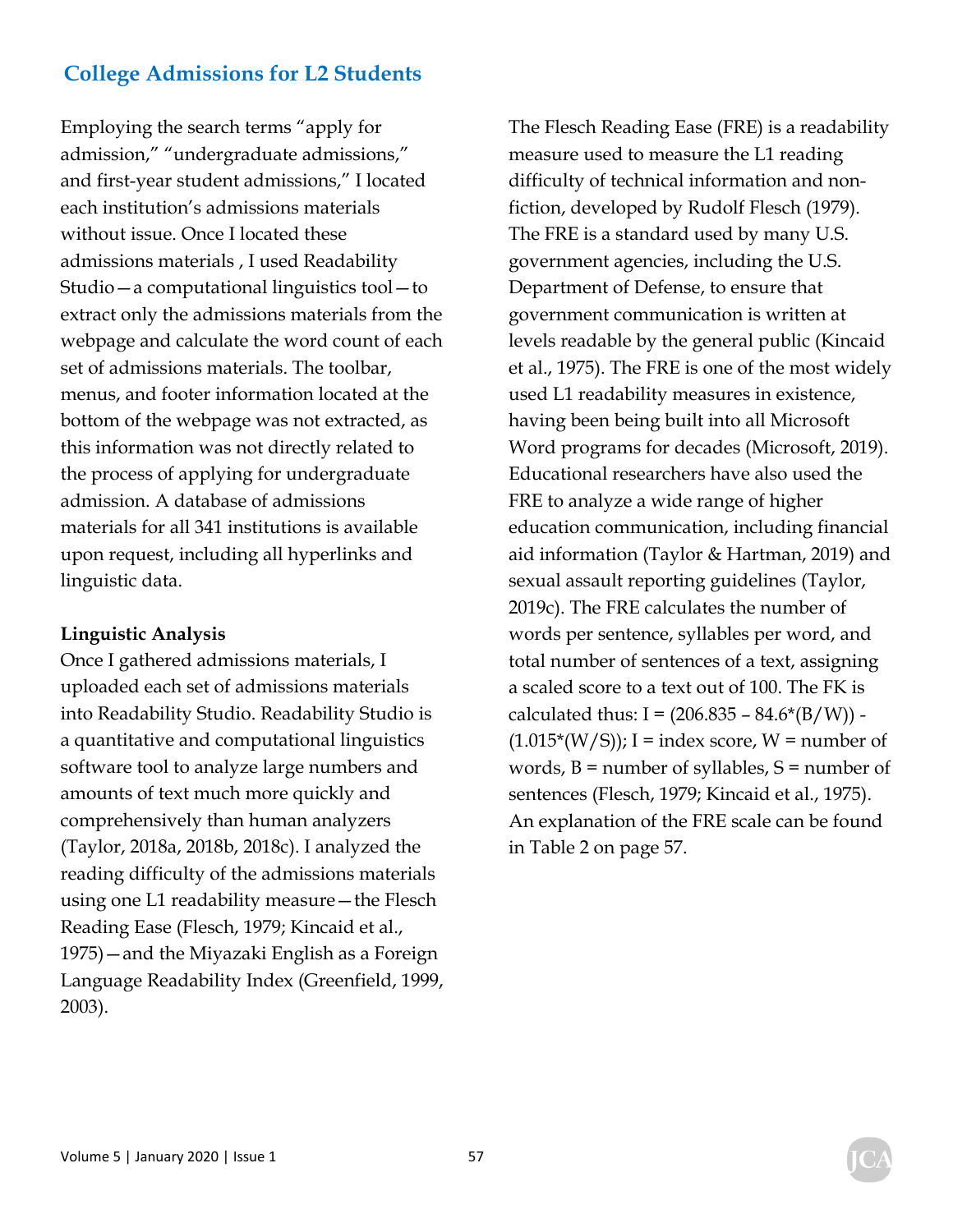Employing the search terms "apply for admission," "undergraduate admissions," and first-year student admissions," I located each institution's admissions materials without issue. Once I located these admissions materials , I used Readability Studio—a computational linguistics tool—to extract only the admissions materials from the webpage and calculate the word count of each set of admissions materials. The toolbar, menus, and footer information located at the bottom of the webpage was not extracted, as this information was not directly related to the process of applying for undergraduate admission. A database of admissions materials for all 341 institutions is available upon request, including all hyperlinks and linguistic data.

**Linguistic Analysis**

Once I gathered admissions materials, I uploaded each set of admissions materials into Readability Studio. Readability Studio is a quantitative and computational linguistics software tool to analyze large numbers and amounts of text much more quickly and comprehensively than human analyzers (Taylor, 2018a, 2018b, 2018c). I analyzed the reading difficulty of the admissions materials using one L1 readability measure—the Flesch Reading Ease (Flesch, 1979; Kincaid et al., 1975)—and the Miyazaki English as a Foreign Language Readability Index (Greenfield, 1999, 2003).

The Flesch Reading Ease (FRE) is a readability measure used to measure the L1 reading difficulty of technical information and non-fiction, developed by Rudolf Flesch (1979). The FRE is a standard used by many U.S. government agencies, including the U.S. Department of Defense, to ensure that government communication is written at levels readable by the general public (Kincaid et al., 1975). The FRE is one of the most widely used L1 readability measures in existence, having been being built into all Microsoft Word programs for decades (Microsoft, 2019). Educational researchers have also used the FRE to analyze a wide range of higher education communication, including financial aid information (Taylor & Hartman, 2019) and sexual assault reporting guidelines (Taylor, 2019c). The FRE calculates the number of words per sentence, syllables per word, and total number of sentences of a text, assigning a scaled score to a text out of 100. The FK is calculated thus: $I = (206.835 – 84.6*(B/W)) - (1.015*(W/S))$; I = index score, W = number of words, B = number of syllables, S = number of sentences (Flesch, 1979; Kincaid et al., 1975). An explanation of the FRE scale can be found in Table 2 on page 57.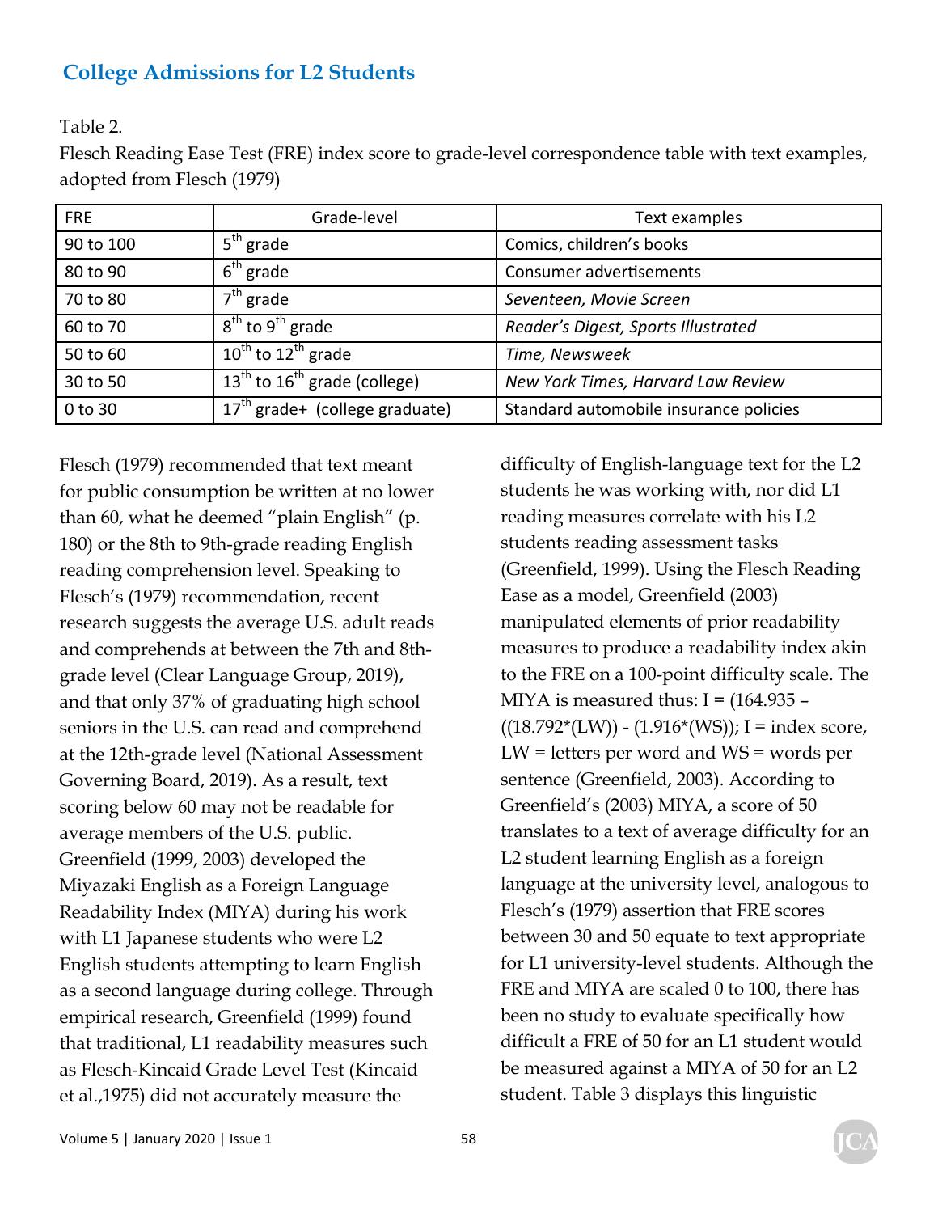Table 2.

Flesch Reading Ease Test (FRE) index score to grade-level correspondence table with text examples, adopted from Flesch (1979)

| FRE | Grade-level | Text examples |
|---|---|---|
| 90 to 100 | 5th grade | Comics, children's books |
| 80 to 90 | 6th grade | Consumer advertisements |
| 70 to 80 | 7th grade | *Seventeen, Movie Screen* |
| 60 to 70 | 8th to 9th grade | *Reader's Digest, Sports Illustrated* |
| 50 to 60 | 10th to 12th grade | *Time, Newsweek* |
| 30 to 50 | 13th to 16th grade (college) | *New York Times, Harvard Law Review* |
| 0 to 30 | 17th grade+ (college graduate) | Standard automobile insurance policies |

Flesch (1979) recommended that text meant for public consumption be written at no lower than 60, what he deemed "plain English" (p. 180) or the 8th to 9th-grade reading English reading comprehension level. Speaking to Flesch's (1979) recommendation, recent research suggests the average U.S. adult reads and comprehends at between the 7th and 8th-grade level (Clear Language Group, 2019), and that only 37% of graduating high school seniors in the U.S. can read and comprehend at the 12th-grade level (National Assessment Governing Board, 2019). As a result, text scoring below 60 may not be readable for average members of the U.S. public. Greenfield (1999, 2003) developed the Miyazaki English as a Foreign Language Readability Index (MIYA) during his work with L1 Japanese students who were L2 English students attempting to learn English as a second language during college. Through empirical research, Greenfield (1999) found that traditional, L1 readability measures such as Flesch-Kincaid Grade Level Test (Kincaid et al.,1975) did not accurately measure the difficulty of English-language text for the L2 students he was working with, nor did L1 reading measures correlate with his L2 students reading assessment tasks (Greenfield, 1999). Using the Flesch Reading Ease as a model, Greenfield (2003) manipulated elements of prior readability measures to produce a readability index akin to the FRE on a 100-point difficulty scale. The MIYA is measured thus: $I = (164.935 - ((18.792*(LW)) - (1.916*(WS))$; I = index score, LW = letters per word and WS = words per sentence (Greenfield, 2003). According to Greenfield's (2003) MIYA, a score of 50 translates to a text of average difficulty for an L2 student learning English as a foreign language at the university level, analogous to Flesch's (1979) assertion that FRE scores between 30 and 50 equate to text appropriate for L1 university-level students. Although the FRE and MIYA are scaled 0 to 100, there has been no study to evaluate specifically how difficult a FRE of 50 for an L1 student would be measured against a MIYA of 50 for an L2 student. Table 3 displays this linguistic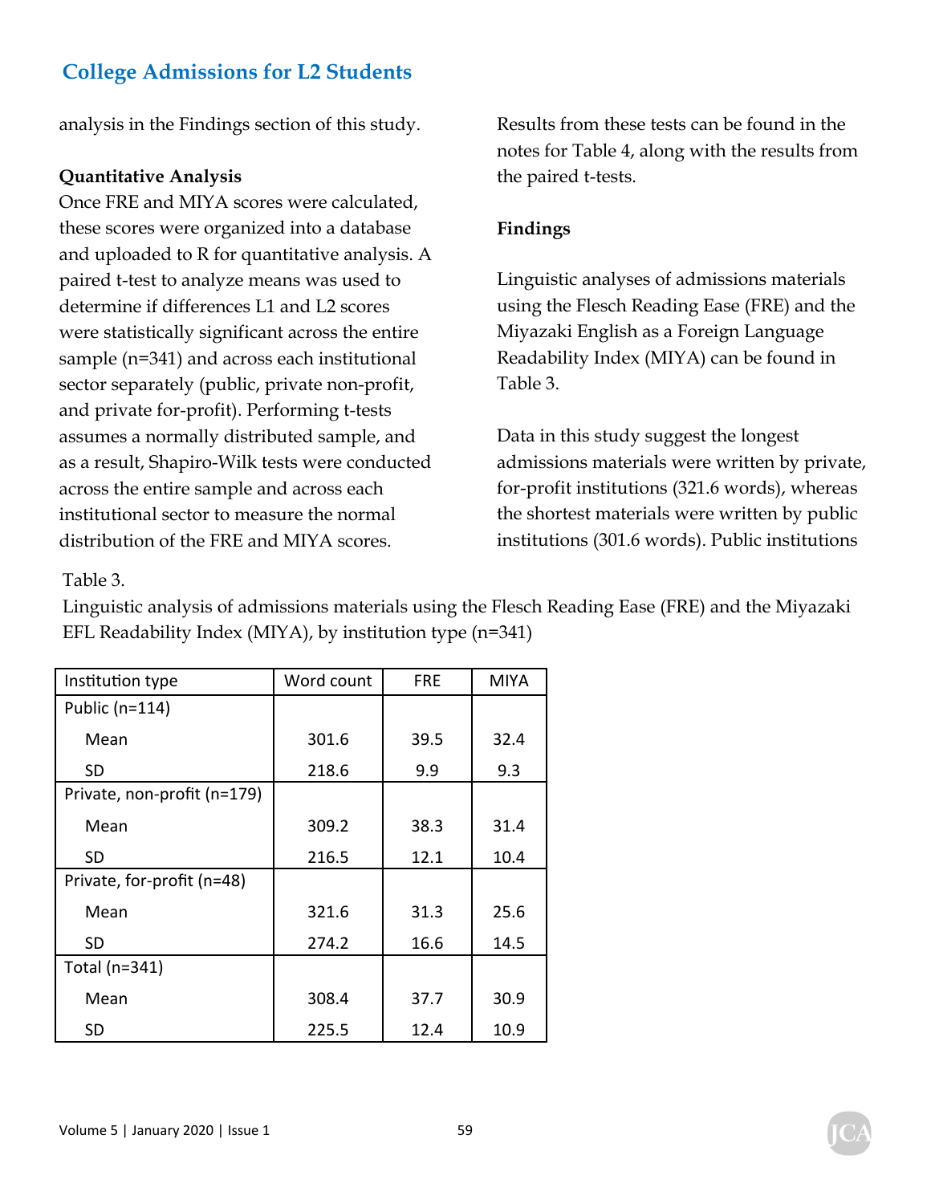analysis in the Findings section of this study.

**Quantitative Analysis**

Once FRE and MIYA scores were calculated, these scores were organized into a database and uploaded to R for quantitative analysis. A paired t-test to analyze means was used to determine if differences L1 and L2 scores were statistically significant across the entire sample (n=341) and across each institutional sector separately (public, private non-profit, and private for-profit). Performing t-tests assumes a normally distributed sample, and as a result, Shapiro-Wilk tests were conducted across the entire sample and across each institutional sector to measure the normal distribution of the FRE and MIYA scores. Results from these tests can be found in the notes for Table 4, along with the results from the paired t-tests.

**Findings**

Linguistic analyses of admissions materials using the Flesch Reading Ease (FRE) and the Miyazaki English as a Foreign Language Readability Index (MIYA) can be found in Table 3.

Data in this study suggest the longest admissions materials were written by private, for-profit institutions (321.6 words), whereas the shortest materials were written by public institutions (301.6 words). Public institutions

Table 3.

Linguistic analysis of admissions materials using the Flesch Reading Ease (FRE) and the Miyazaki EFL Readability Index (MIYA), by institution type (n=341)

| Institution type | Word count | FRE | MIYA |
|---|---|---|---|
| Public (n=114) | | | |
| Mean | 301.6 | 39.5 | 32.4 |
| SD | 218.6 | 9.9 | 9.3 |
| Private, non-profit (n=179) | | | |
| Mean | 309.2 | 38.3 | 31.4 |
| SD | 216.5 | 12.1 | 10.4 |
| Private, for-profit (n=48) | | | |
| Mean | 321.6 | 31.3 | 25.6 |
| SD | 274.2 | 16.6 | 14.5 |
| Total (n=341) | | | |
| Mean | 308.4 | 37.7 | 30.9 |
| SD | 225.5 | 12.4 | 10.9 |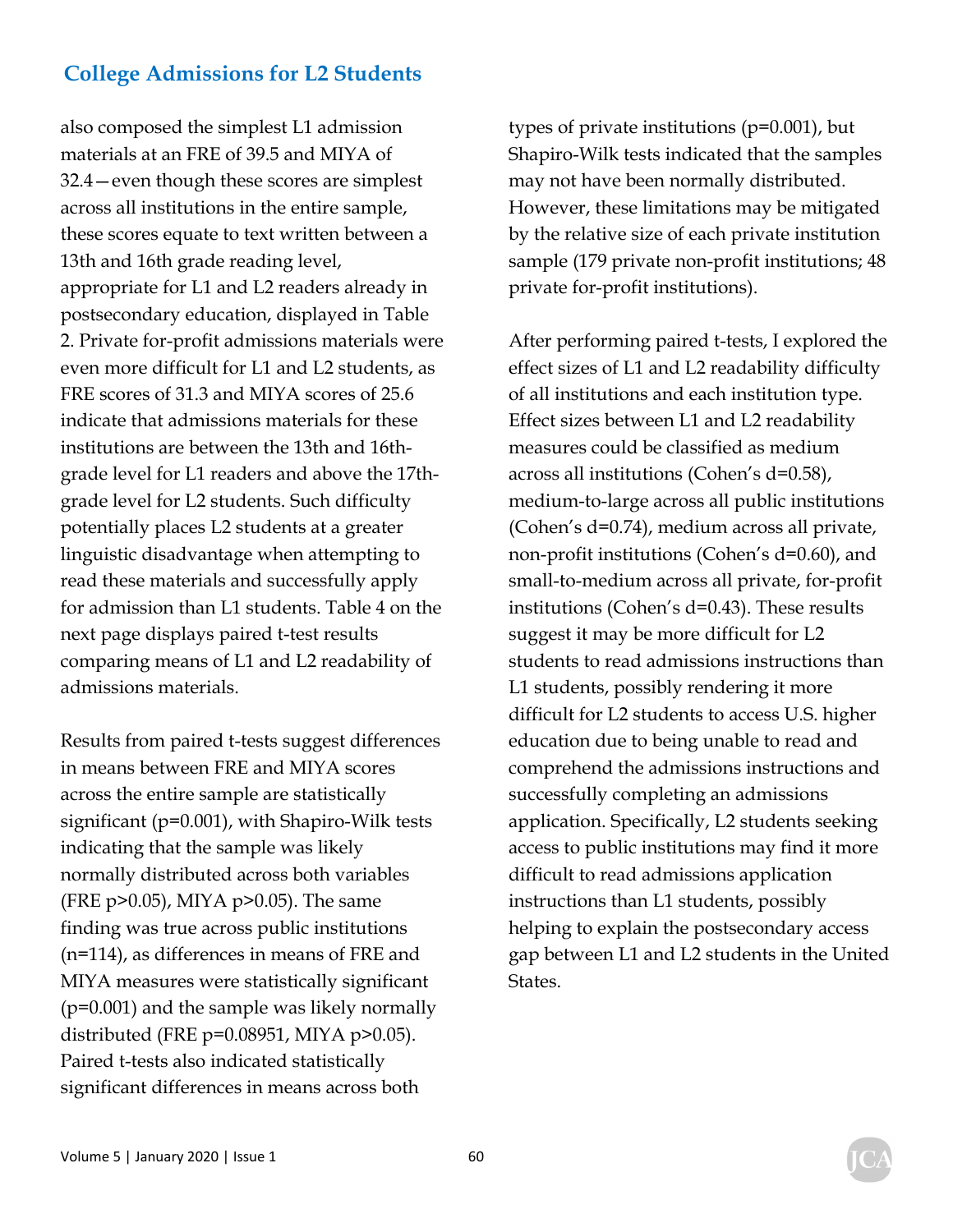also composed the simplest L1 admission materials at an FRE of 39.5 and MIYA of 32.4—even though these scores are simplest across all institutions in the entire sample, these scores equate to text written between a 13th and 16th grade reading level, appropriate for L1 and L2 readers already in postsecondary education, displayed in Table 2. Private for-profit admissions materials were even more difficult for L1 and L2 students, as FRE scores of 31.3 and MIYA scores of 25.6 indicate that admissions materials for these institutions are between the 13th and 16th-grade level for L1 readers and above the 17th-grade level for L2 students. Such difficulty potentially places L2 students at a greater linguistic disadvantage when attempting to read these materials and successfully apply for admission than L1 students. Table 4 on the next page displays paired t-test results comparing means of L1 and L2 readability of admissions materials.

Results from paired t-tests suggest differences in means between FRE and MIYA scores across the entire sample are statistically significant ($p=0.001$), with Shapiro-Wilk tests indicating that the sample was likely normally distributed across both variables (FRE $p>0.05$), MIYA $p>0.05$). The same finding was true across public institutions ($n=114$), as differences in means of FRE and MIYA measures were statistically significant ($p=0.001$) and the sample was likely normally distributed (FRE $p=0.08951$, MIYA $p>0.05$). Paired t-tests also indicated statistically significant differences in means across both types of private institutions ($p=0.001$), but Shapiro-Wilk tests indicated that the samples may not have been normally distributed. However, these limitations may be mitigated by the relative size of each private institution sample (179 private non-profit institutions; 48 private for-profit institutions).

After performing paired t-tests, I explored the effect sizes of L1 and L2 readability difficulty of all institutions and each institution type. Effect sizes between L1 and L2 readability measures could be classified as medium across all institutions (Cohen's $d=0.58$), medium-to-large across all public institutions (Cohen's $d=0.74$), medium across all private, non-profit institutions (Cohen's $d=0.60$), and small-to-medium across all private, for-profit institutions (Cohen's $d=0.43$). These results suggest it may be more difficult for L2 students to read admissions instructions than L1 students, possibly rendering it more difficult for L2 students to access U.S. higher education due to being unable to read and comprehend the admissions instructions and successfully completing an admissions application. Specifically, L2 students seeking access to public institutions may find it more difficult to read admissions application instructions than L1 students, possibly helping to explain the postsecondary access gap between L1 and L2 students in the United States.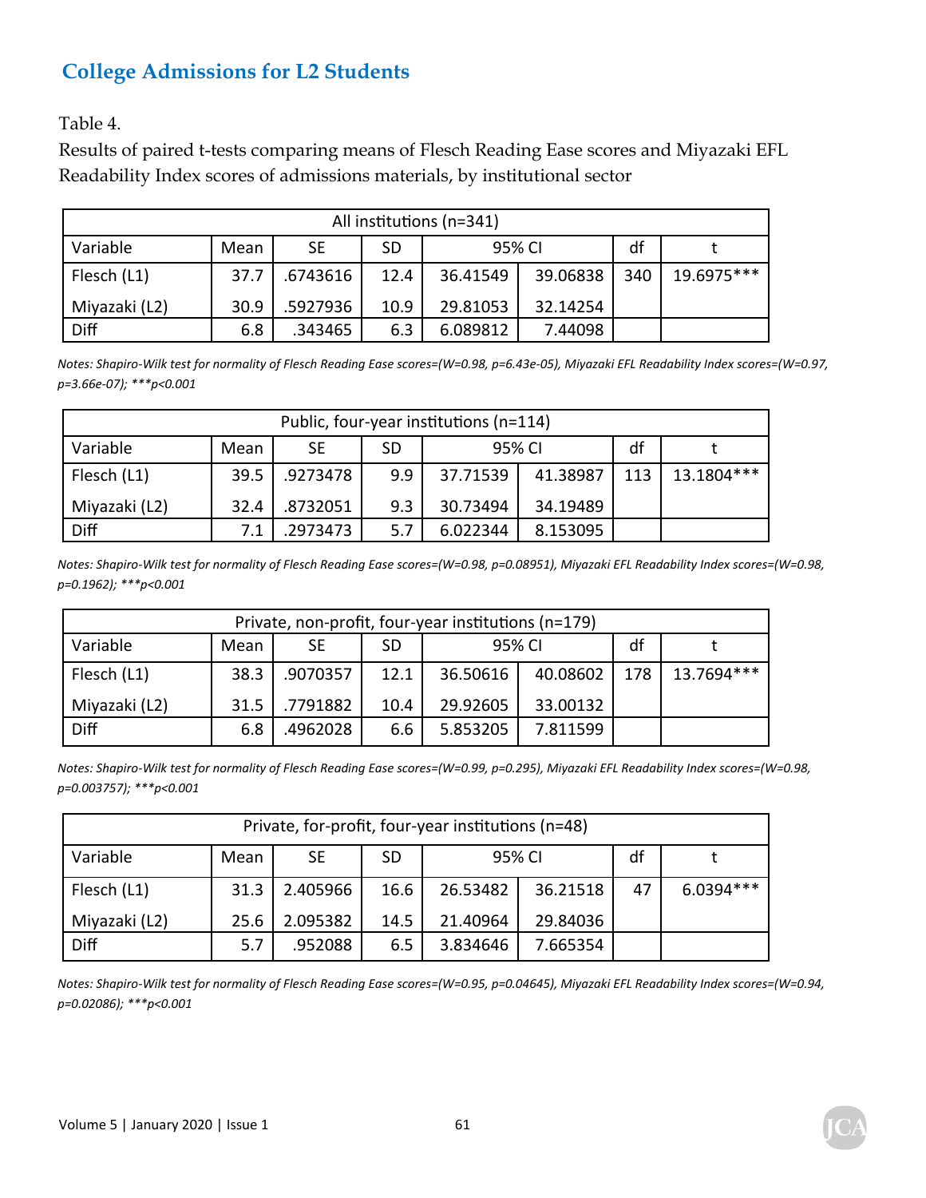Table 4.

Results of paired t-tests comparing means of Flesch Reading Ease scores and Miyazaki EFL Readability Index scores of admissions materials, by institutional sector

| All institutions (n=341) | | | | | | | |
|---|---|---|---|---|---|---|---|
| Variable | Mean | SE | SD | 95% CI | | df | t |
| Flesch (L1) | 37.7 | .6743616 | 12.4 | 36.41549 | 39.06838 | 340 | 19.6975*** |
| Miyazaki (L2) | 30.9 | .5927936 | 10.9 | 29.81053 | 32.14254 | | |
| Diff | 6.8 | .343465 | 6.3 | 6.089812 | 7.44098 | | |

*Notes: Shapiro-Wilk test for normality of Flesch Reading Ease scores=(W=0.98, p=6.43e-05), Miyazaki EFL Readability Index scores=(W=0.97, p=3.66e-07); ***p<0.001*

| Public, four-year institutions (n=114) | | | | | | | |
|---|---|---|---|---|---|---|---|
| Variable | Mean | SE | SD | 95% CI | | df | t |
| Flesch (L1) | 39.5 | .9273478 | 9.9 | 37.71539 | 41.38987 | 113 | 13.1804*** |
| Miyazaki (L2) | 32.4 | .8732051 | 9.3 | 30.73494 | 34.19489 | | |
| Diff | 7.1 | .2973473 | 5.7 | 6.022344 | 8.153095 | | |

*Notes: Shapiro-Wilk test for normality of Flesch Reading Ease scores=(W=0.98, p=0.08951), Miyazaki EFL Readability Index scores=(W=0.98, p=0.1962); ***p<0.001*

| Private, non-profit, four-year institutions (n=179) | | | | | | | |
|---|---|---|---|---|---|---|---|
| Variable | Mean | SE | SD | 95% CI | | df | t |
| Flesch (L1) | 38.3 | .9070357 | 12.1 | 36.50616 | 40.08602 | 178 | 13.7694*** |
| Miyazaki (L2) | 31.5 | .7791882 | 10.4 | 29.92605 | 33.00132 | | |
| Diff | 6.8 | .4962028 | 6.6 | 5.853205 | 7.811599 | | |

*Notes: Shapiro-Wilk test for normality of Flesch Reading Ease scores=(W=0.99, p=0.295), Miyazaki EFL Readability Index scores=(W=0.98, p=0.003757); ***p<0.001*

| Private, for-profit, four-year institutions (n=48) | | | | | | | |
|---|---|---|---|---|---|---|---|
| Variable | Mean | SE | SD | 95% CI | | df | t |
| Flesch (L1) | 31.3 | 2.405966 | 16.6 | 26.53482 | 36.21518 | 47 | 6.0394*** |
| Miyazaki (L2) | 25.6 | 2.095382 | 14.5 | 21.40964 | 29.84036 | | |
| Diff | 5.7 | .952088 | 6.5 | 3.834646 | 7.665354 | | |

*Notes: Shapiro-Wilk test for normality of Flesch Reading Ease scores=(W=0.95, p=0.04645), Miyazaki EFL Readability Index scores=(W=0.94, p=0.02086); ***p<0.001*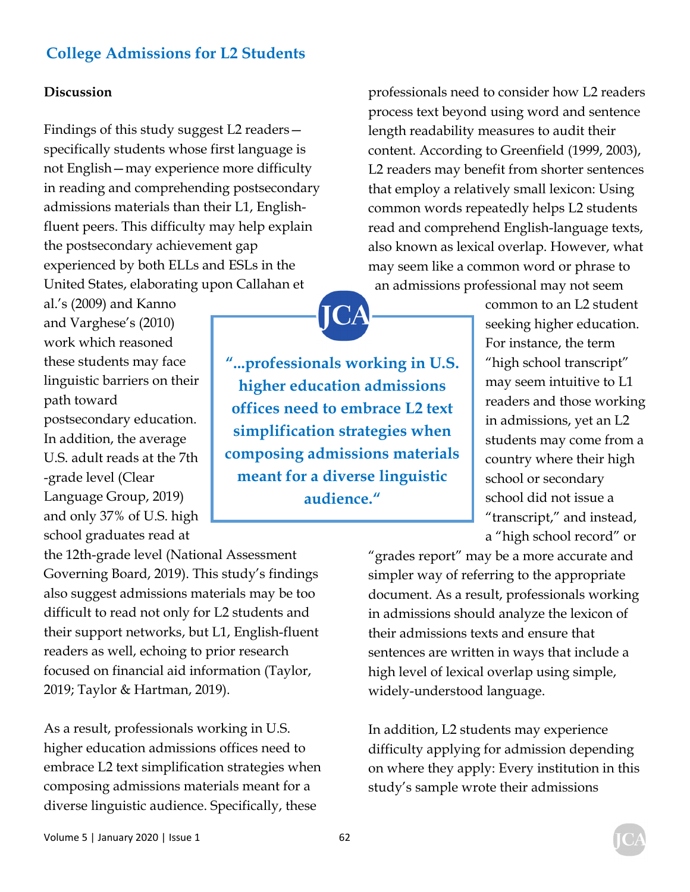## Discussion

Findings of this study suggest L2 readers—specifically students whose first language is not English—may experience more difficulty in reading and comprehending postsecondary admissions materials than their L1, English-fluent peers. This difficulty may help explain the postsecondary achievement gap experienced by both ELLs and ESLs in the United States, elaborating upon Callahan et al.'s (2009) and Kanno and Varghese's (2010) work which reasoned these students may face linguistic barriers on their path toward postsecondary education. In addition, the average U.S. adult reads at the 7th-grade level (Clear Language Group, 2019) and only 37% of U.S. high school graduates read at the 12th-grade level (National Assessment Governing Board, 2019). This study's findings also suggest admissions materials may be too difficult to read not only for L2 students and their support networks, but L1, English-fluent readers as well, echoing to prior research focused on financial aid information (Taylor, 2019; Taylor & Hartman, 2019).

> "...professionals working in U.S. higher education admissions offices need to embrace L2 text simplification strategies when composing admissions materials meant for a diverse linguistic audience."

As a result, professionals working in U.S. higher education admissions offices need to embrace L2 text simplification strategies when composing admissions materials meant for a diverse linguistic audience. Specifically, these professionals need to consider how L2 readers process text beyond using word and sentence length readability measures to audit their content. According to Greenfield (1999, 2003), L2 readers may benefit from shorter sentences that employ a relatively small lexicon: Using common words repeatedly helps L2 students read and comprehend English-language texts, also known as lexical overlap. However, what may seem like a common word or phrase to an admissions professional may not seem common to an L2 student seeking higher education. For instance, the term "high school transcript" may seem intuitive to L1 readers and those working in admissions, yet an L2 students may come from a country where their high school or secondary school did not issue a "transcript," and instead, a "high school record" or "grades report" may be a more accurate and simpler way of referring to the appropriate document. As a result, professionals working in admissions should analyze the lexicon of their admissions texts and ensure that sentences are written in ways that include a high level of lexical overlap using simple, widely-understood language.

In addition, L2 students may experience difficulty applying for admission depending on where they apply: Every institution in this study's sample wrote their admissions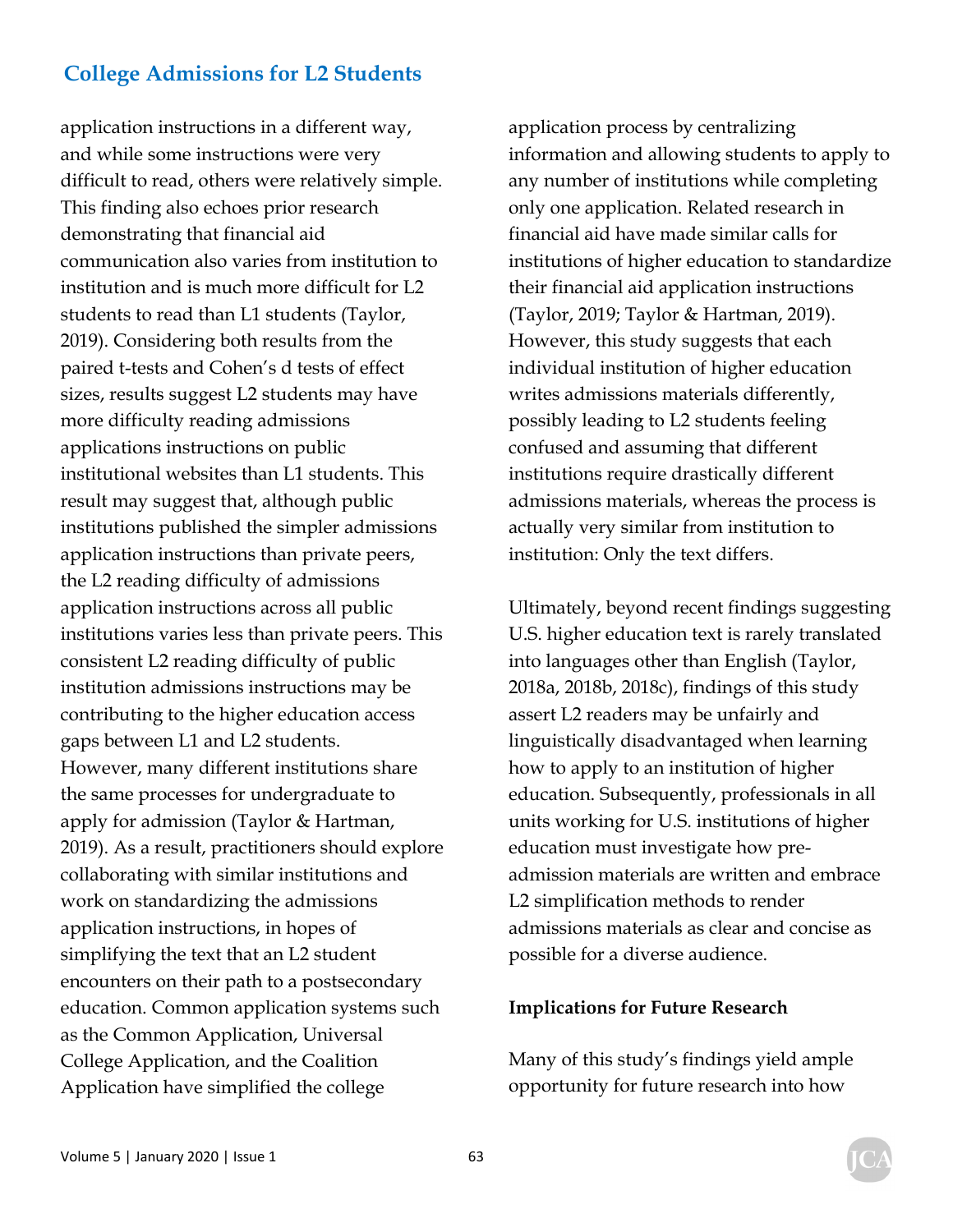application instructions in a different way, and while some instructions were very difficult to read, others were relatively simple. This finding also echoes prior research demonstrating that financial aid communication also varies from institution to institution and is much more difficult for L2 students to read than L1 students (Taylor, 2019). Considering both results from the paired t-tests and Cohen's d tests of effect sizes, results suggest L2 students may have more difficulty reading admissions applications instructions on public institutional websites than L1 students. This result may suggest that, although public institutions published the simpler admissions application instructions than private peers, the L2 reading difficulty of admissions application instructions across all public institutions varies less than private peers. This consistent L2 reading difficulty of public institution admissions instructions may be contributing to the higher education access gaps between L1 and L2 students. However, many different institutions share the same processes for undergraduate to apply for admission (Taylor & Hartman, 2019). As a result, practitioners should explore collaborating with similar institutions and work on standardizing the admissions application instructions, in hopes of simplifying the text that an L2 student encounters on their path to a postsecondary education. Common application systems such as the Common Application, Universal College Application, and the Coalition Application have simplified the college application process by centralizing information and allowing students to apply to any number of institutions while completing only one application. Related research in financial aid have made similar calls for institutions of higher education to standardize their financial aid application instructions (Taylor, 2019; Taylor & Hartman, 2019). However, this study suggests that each individual institution of higher education writes admissions materials differently, possibly leading to L2 students feeling confused and assuming that different institutions require drastically different admissions materials, whereas the process is actually very similar from institution to institution: Only the text differs.

Ultimately, beyond recent findings suggesting U.S. higher education text is rarely translated into languages other than English (Taylor, 2018a, 2018b, 2018c), findings of this study assert L2 readers may be unfairly and linguistically disadvantaged when learning how to apply to an institution of higher education. Subsequently, professionals in all units working for U.S. institutions of higher education must investigate how pre-admission materials are written and embrace L2 simplification methods to render admissions materials as clear and concise as possible for a diverse audience.

**Implications for Future Research**

Many of this study's findings yield ample opportunity for future research into how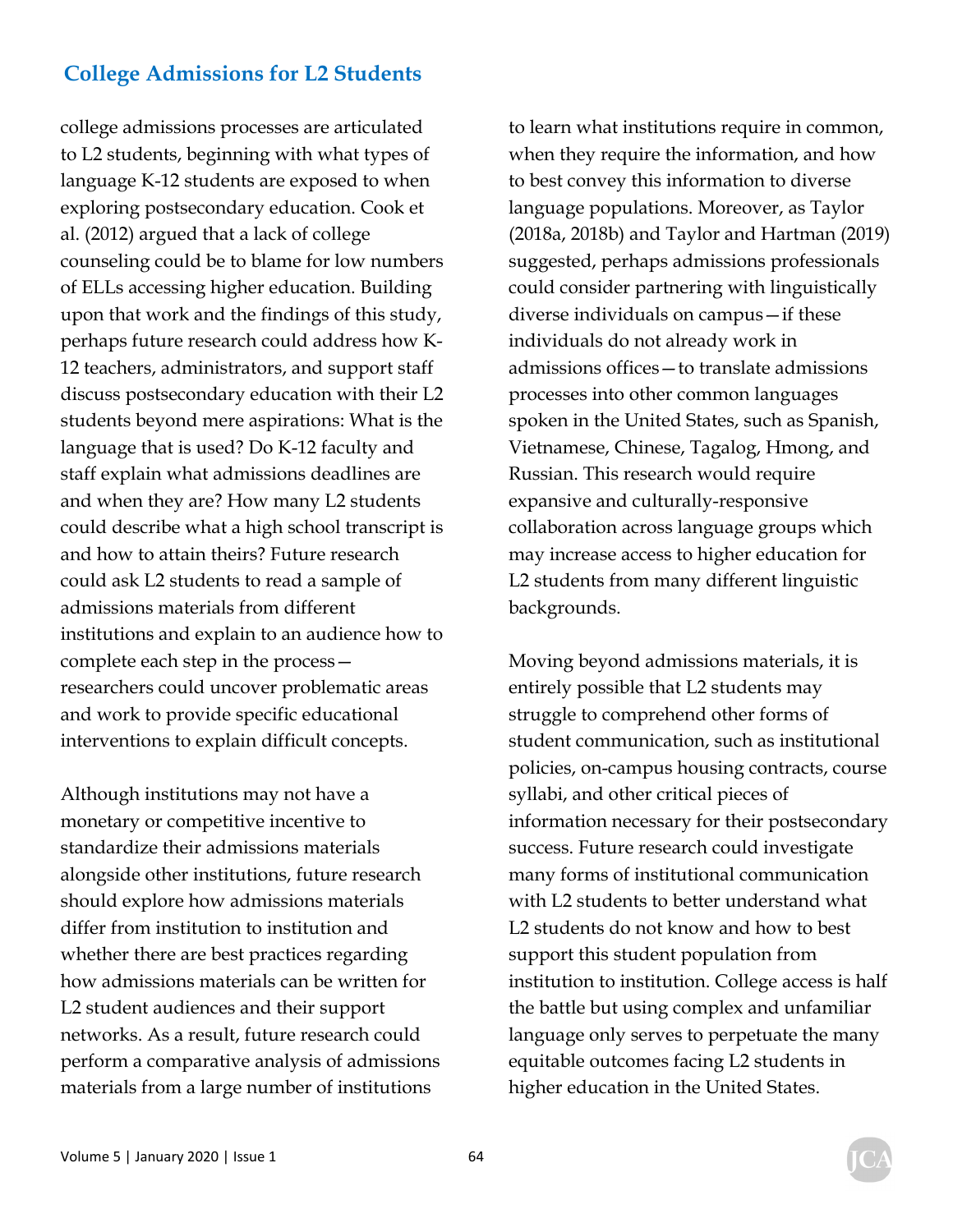college admissions processes are articulated to L2 students, beginning with what types of language K-12 students are exposed to when exploring postsecondary education. Cook et al. (2012) argued that a lack of college counseling could be to blame for low numbers of ELLs accessing higher education. Building upon that work and the findings of this study, perhaps future research could address how K-12 teachers, administrators, and support staff discuss postsecondary education with their L2 students beyond mere aspirations: What is the language that is used? Do K-12 faculty and staff explain what admissions deadlines are and when they are? How many L2 students could describe what a high school transcript is and how to attain theirs? Future research could ask L2 students to read a sample of admissions materials from different institutions and explain to an audience how to complete each step in the process—researchers could uncover problematic areas and work to provide specific educational interventions to explain difficult concepts.

Although institutions may not have a monetary or competitive incentive to standardize their admissions materials alongside other institutions, future research should explore how admissions materials differ from institution to institution and whether there are best practices regarding how admissions materials can be written for L2 student audiences and their support networks. As a result, future research could perform a comparative analysis of admissions materials from a large number of institutions to learn what institutions require in common, when they require the information, and how to best convey this information to diverse language populations. Moreover, as Taylor (2018a, 2018b) and Taylor and Hartman (2019) suggested, perhaps admissions professionals could consider partnering with linguistically diverse individuals on campus—if these individuals do not already work in admissions offices—to translate admissions processes into other common languages spoken in the United States, such as Spanish, Vietnamese, Chinese, Tagalog, Hmong, and Russian. This research would require expansive and culturally-responsive collaboration across language groups which may increase access to higher education for L2 students from many different linguistic backgrounds.

Moving beyond admissions materials, it is entirely possible that L2 students may struggle to comprehend other forms of student communication, such as institutional policies, on-campus housing contracts, course syllabi, and other critical pieces of information necessary for their postsecondary success. Future research could investigate many forms of institutional communication with L2 students to better understand what L2 students do not know and how to best support this student population from institution to institution. College access is half the battle but using complex and unfamiliar language only serves to perpetuate the many equitable outcomes facing L2 students in higher education in the United States.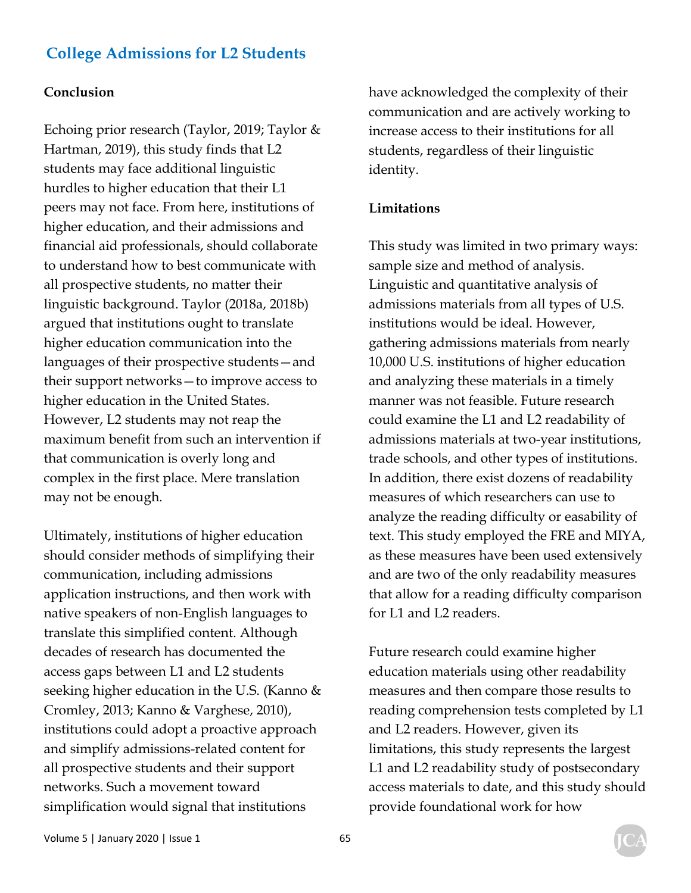## Conclusion

Echoing prior research (Taylor, 2019; Taylor & Hartman, 2019), this study finds that L2 students may face additional linguistic hurdles to higher education that their L1 peers may not face. From here, institutions of higher education, and their admissions and financial aid professionals, should collaborate to understand how to best communicate with all prospective students, no matter their linguistic background. Taylor (2018a, 2018b) argued that institutions ought to translate higher education communication into the languages of their prospective students—and their support networks—to improve access to higher education in the United States. However, L2 students may not reap the maximum benefit from such an intervention if that communication is overly long and complex in the first place. Mere translation may not be enough.

Ultimately, institutions of higher education should consider methods of simplifying their communication, including admissions application instructions, and then work with native speakers of non-English languages to translate this simplified content. Although decades of research has documented the access gaps between L1 and L2 students seeking higher education in the U.S. (Kanno & Cromley, 2013; Kanno & Varghese, 2010), institutions could adopt a proactive approach and simplify admissions-related content for all prospective students and their support networks. Such a movement toward simplification would signal that institutions have acknowledged the complexity of their communication and are actively working to increase access to their institutions for all students, regardless of their linguistic identity.

## Limitations

This study was limited in two primary ways: sample size and method of analysis. Linguistic and quantitative analysis of admissions materials from all types of U.S. institutions would be ideal. However, gathering admissions materials from nearly 10,000 U.S. institutions of higher education and analyzing these materials in a timely manner was not feasible. Future research could examine the L1 and L2 readability of admissions materials at two-year institutions, trade schools, and other types of institutions. In addition, there exist dozens of readability measures of which researchers can use to analyze the reading difficulty or easability of text. This study employed the FRE and MIYA, as these measures have been used extensively and are two of the only readability measures that allow for a reading difficulty comparison for L1 and L2 readers.

Future research could examine higher education materials using other readability measures and then compare those results to reading comprehension tests completed by L1 and L2 readers. However, given its limitations, this study represents the largest L1 and L2 readability study of postsecondary access materials to date, and this study should provide foundational work for how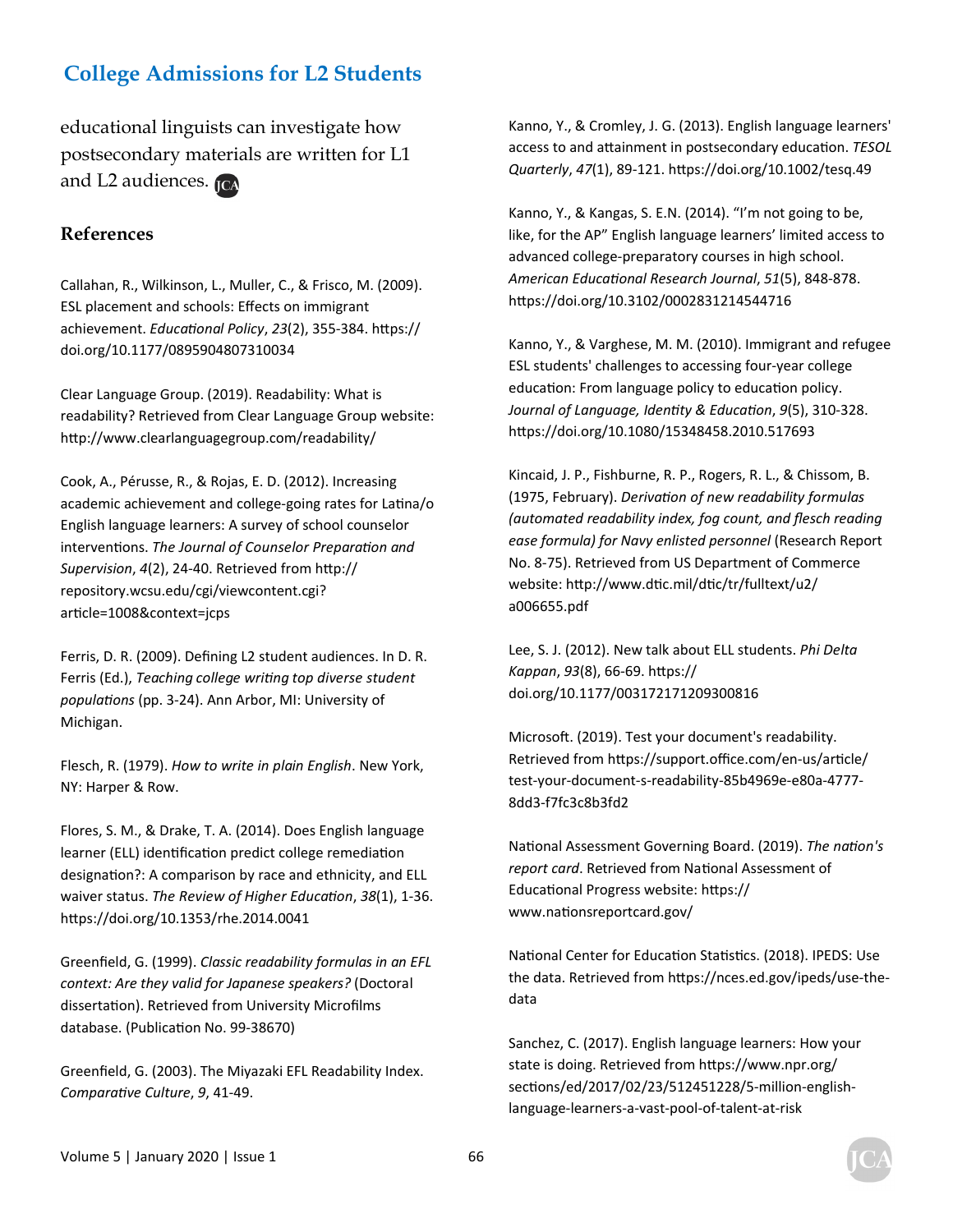educational linguists can investigate how postsecondary materials are written for L1 and L2 audiences.

## References

Callahan, R., Wilkinson, L., Muller, C., & Frisco, M. (2009). ESL placement and schools: Effects on immigrant achievement. *Educational Policy*, *23*(2), 355-384. https://doi.org/10.1177/0895904807310034

Clear Language Group. (2019). Readability: What is readability? Retrieved from Clear Language Group website: http://www.clearlanguagegroup.com/readability/

Cook, A., Pérusse, R., & Rojas, E. D. (2012). Increasing academic achievement and college-going rates for Latina/o English language learners: A survey of school counselor interventions. *The Journal of Counselor Preparation and Supervision*, *4*(2), 24-40. Retrieved from http://repository.wcsu.edu/cgi/viewcontent.cgi?article=1008&context=jcps

Ferris, D. R. (2009). Defining L2 student audiences. In D. R. Ferris (Ed.), *Teaching college writing top diverse student populations* (pp. 3-24). Ann Arbor, MI: University of Michigan.

Flesch, R. (1979). *How to write in plain English*. New York, NY: Harper & Row.

Flores, S. M., & Drake, T. A. (2014). Does English language learner (ELL) identification predict college remediation designation?: A comparison by race and ethnicity, and ELL waiver status. *The Review of Higher Education*, *38*(1), 1-36. https://doi.org/10.1353/rhe.2014.0041

Greenfield, G. (1999). *Classic readability formulas in an EFL context: Are they valid for Japanese speakers?* (Doctoral dissertation). Retrieved from University Microfilms database. (Publication No. 99-38670)

Greenfield, G. (2003). The Miyazaki EFL Readability Index. *Comparative Culture*, *9*, 41-49.

Kanno, Y., & Cromley, J. G. (2013). English language learners' access to and attainment in postsecondary education. *TESOL Quarterly*, *47*(1), 89-121. https://doi.org/10.1002/tesq.49

Kanno, Y., & Kangas, S. E.N. (2014). "I'm not going to be, like, for the AP" English language learners' limited access to advanced college-preparatory courses in high school. *American Educational Research Journal*, *51*(5), 848-878. https://doi.org/10.3102/0002831214544716

Kanno, Y., & Varghese, M. M. (2010). Immigrant and refugee ESL students' challenges to accessing four-year college education: From language policy to education policy. *Journal of Language, Identity & Education*, *9*(5), 310-328. https://doi.org/10.1080/15348458.2010.517693

Kincaid, J. P., Fishburne, R. P., Rogers, R. L., & Chissom, B. (1975, February). *Derivation of new readability formulas (automated readability index, fog count, and flesch reading ease formula) for Navy enlisted personnel* (Research Report No. 8-75). Retrieved from US Department of Commerce website: http://www.dtic.mil/dtic/tr/fulltext/u2/a006655.pdf

Lee, S. J. (2012). New talk about ELL students. *Phi Delta Kappan*, *93*(8), 66-69. https://doi.org/10.1177/003172171209300816

Microsoft. (2019). Test your document's readability. Retrieved from https://support.office.com/en-us/article/test-your-document-s-readability-85b4969e-e80a-4777-8dd3-f7fc3c8b3fd2

National Assessment Governing Board. (2019). *The nation's report card*. Retrieved from National Assessment of Educational Progress website: https://www.nationsreportcard.gov/

National Center for Education Statistics. (2018). IPEDS: Use the data. Retrieved from https://nces.ed.gov/ipeds/use-the-data

Sanchez, C. (2017). English language learners: How your state is doing. Retrieved from https://www.npr.org/sections/ed/2017/02/23/512451228/5-million-english-language-learners-a-vast-pool-of-talent-at-risk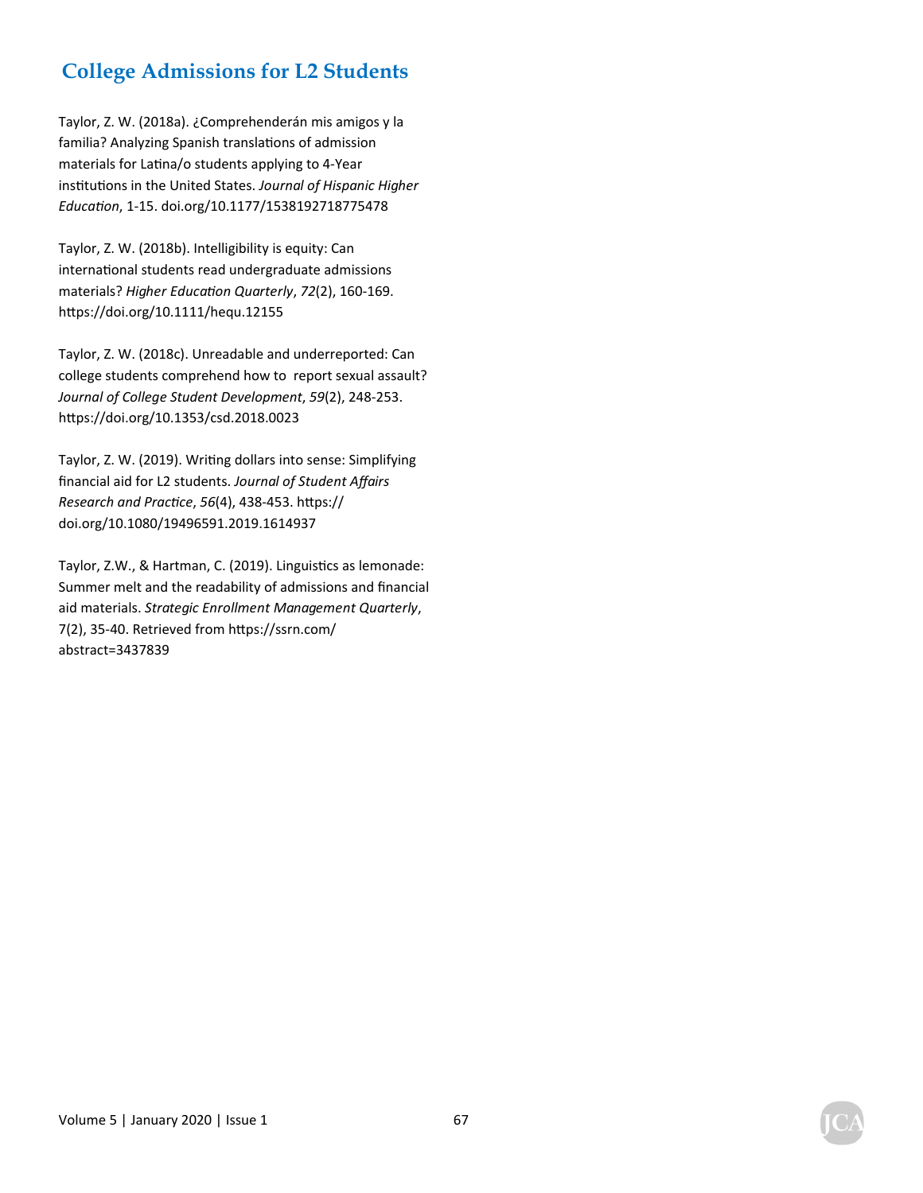Taylor, Z. W. (2018a). ¿Comprehenderán mis amigos y la familia? Analyzing Spanish translations of admission materials for Latina/o students applying to 4-Year institutions in the United States. *Journal of Hispanic Higher Education*, 1-15. doi.org/10.1177/1538192718775478

Taylor, Z. W. (2018b). Intelligibility is equity: Can international students read undergraduate admissions materials? *Higher Education Quarterly*, *72*(2), 160-169. https://doi.org/10.1111/hequ.12155

Taylor, Z. W. (2018c). Unreadable and underreported: Can college students comprehend how to report sexual assault? *Journal of College Student Development*, *59*(2), 248-253. https://doi.org/10.1353/csd.2018.0023

Taylor, Z. W. (2019). Writing dollars into sense: Simplifying financial aid for L2 students. *Journal of Student Affairs Research and Practice*, *56*(4), 438-453. https://doi.org/10.1080/19496591.2019.1614937

Taylor, Z.W., & Hartman, C. (2019). Linguistics as lemonade: Summer melt and the readability of admissions and financial aid materials. *Strategic Enrollment Management Quarterly*, 7(2), 35-40. Retrieved from https://ssrn.com/abstract=3437839